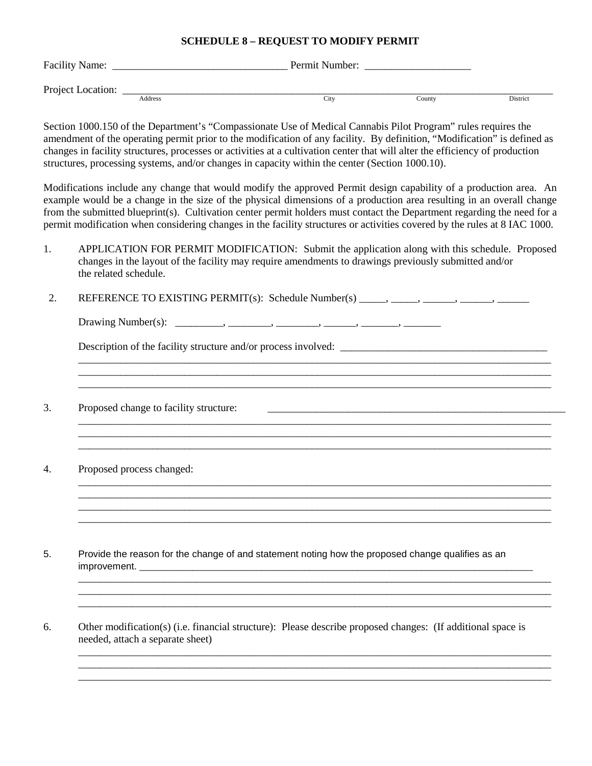**SCHEDULE 8 – REQUEST TO MODIFY PERMIT**

Facility Name: ________________________________ Permit Number: ___________________

Project Location: ______________________________________________________________________________
Address City County District

Section 1000.150 of the Department's "Compassionate Use of Medical Cannabis Pilot Program" rules requires the amendment of the operating permit prior to the modification of any facility. By definition, "Modification" is defined as changes in facility structures, processes or activities at a cultivation center that will alter the efficiency of production structures, processing systems, and/or changes in capacity within the center (Section 1000.10).

Modifications include any change that would modify the approved Permit design capability of a production area. An example would be a change in the size of the physical dimensions of a production area resulting in an overall change from the submitted blueprint(s). Cultivation center permit holders must contact the Department regarding the need for a permit modification when considering changes in the facility structures or activities covered by the rules at 8 IAC 1000.

1. APPLICATION FOR PERMIT MODIFICATION: Submit the application along with this schedule. Proposed changes in the layout of the facility may require amendments to drawings previously submitted and/or the related schedule.

2. REFERENCE TO EXISTING PERMIT(s): Schedule Number(s) _____, _____, ______, ______, ______

   Drawing Number(s): _________, ________, ________, ______, _______, _______

   Description of the facility structure and/or process involved: _______________________________________
   ____________________________________________________________________________________________
   ____________________________________________________________________________________________
   ____________________________________________________________________________________________

3. Proposed change to facility structure: ___________________________________________________________
   ____________________________________________________________________________________________
   ____________________________________________________________________________________________
   ____________________________________________________________________________________________

4. Proposed process changed:
   ____________________________________________________________________________________________
   ____________________________________________________________________________________________
   ____________________________________________________________________________________________
   ____________________________________________________________________________________________

5. Provide the reason for the change of and statement noting how the proposed change qualifies as an improvement. ________________________________________________________________________
   ____________________________________________________________________________________________
   ____________________________________________________________________________________________
   ____________________________________________________________________________________________

6. Other modification(s) (i.e. financial structure): Please describe proposed changes: (If additional space is needed, attach a separate sheet)
   ____________________________________________________________________________________________
   ____________________________________________________________________________________________
   ____________________________________________________________________________________________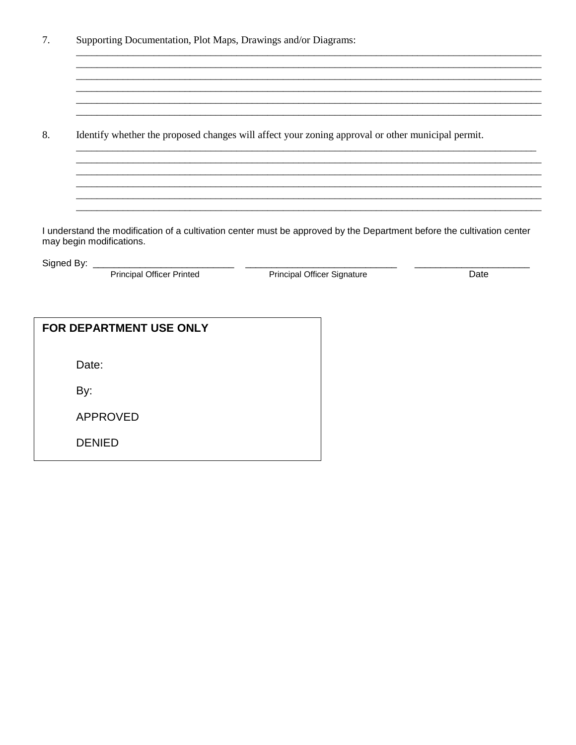7. Supporting Documentation, Plot Maps, Drawings and/or Diagrams:

______________________________________________________________________________
______________________________________________________________________________
______________________________________________________________________________
______________________________________________________________________________
______________________________________________________________________________
______________________________________________________________________________

8. Identify whether the proposed changes will affect your zoning approval or other municipal permit.

______________________________________________________________________________
______________________________________________________________________________
______________________________________________________________________________
______________________________________________________________________________
______________________________________________________________________________
______________________________________________________________________________

I understand the modification of a cultivation center must be approved by the Department before the cultivation center may begin modifications.

Signed By: ___________________________ ______________________________ ______________________

Principal Officer Printed | Principal Officer Signature | Date

**FOR DEPARTMENT USE ONLY**

Date:

By:

APPROVED

DENIED